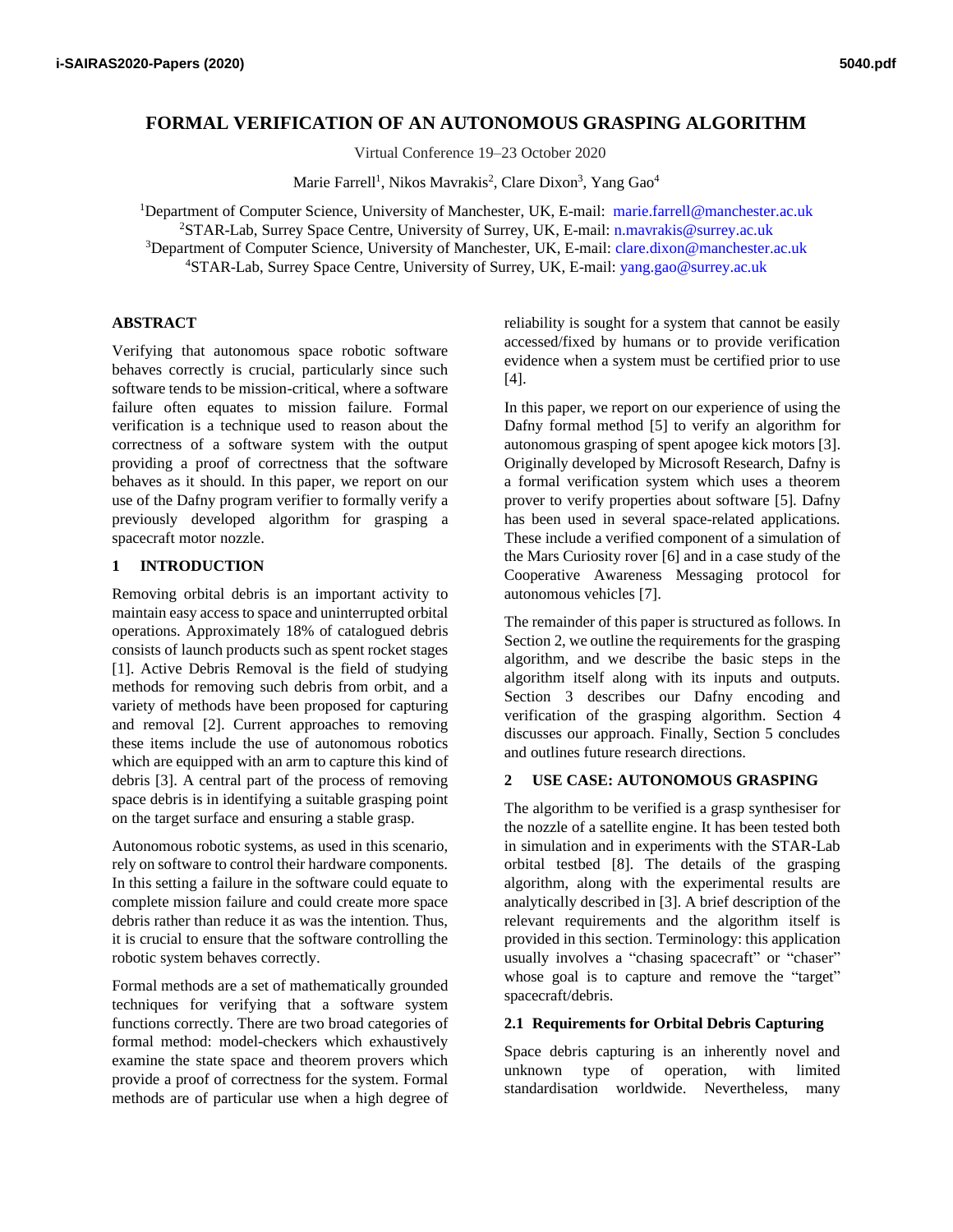# FORMAL VERIFICATION OF AN AUTONOMOUS GRASPING ALGORITHM

Virtual Conference 19–23 October 2020

Marie Farrell[1], Nikos Mavrakis[2], Clare Dixon[3], Yang Gao[4]

[1]Department of Computer Science, University of Manchester, UK, E-mail: marie.farrell@manchester.ac.uk
[2]STAR-Lab, Surrey Space Centre, University of Surrey, UK, E-mail: n.mavrakis@surrey.ac.uk
[3]Department of Computer Science, University of Manchester, UK, E-mail: clare.dixon@manchester.ac.uk
[4]STAR-Lab, Surrey Space Centre, University of Surrey, UK, E-mail: yang.gao@surrey.ac.uk

## ABSTRACT

Verifying that autonomous space robotic software behaves correctly is crucial, particularly since such software tends to be mission-critical, where a software failure often equates to mission failure. Formal verification is a technique used to reason about the correctness of a software system with the output providing a proof of correctness that the software behaves as it should. In this paper, we report on our use of the Dafny program verifier to formally verify a previously developed algorithm for grasping a spacecraft motor nozzle.

## 1 INTRODUCTION

Removing orbital debris is an important activity to maintain easy access to space and uninterrupted orbital operations. Approximately 18% of catalogued debris consists of launch products such as spent rocket stages [1]. Active Debris Removal is the field of studying methods for removing such debris from orbit, and a variety of methods have been proposed for capturing and removal [2]. Current approaches to removing these items include the use of autonomous robotics which are equipped with an arm to capture this kind of debris [3]. A central part of the process of removing space debris is in identifying a suitable grasping point on the target surface and ensuring a stable grasp.

Autonomous robotic systems, as used in this scenario, rely on software to control their hardware components. In this setting a failure in the software could equate to complete mission failure and could create more space debris rather than reduce it as was the intention. Thus, it is crucial to ensure that the software controlling the robotic system behaves correctly.

Formal methods are a set of mathematically grounded techniques for verifying that a software system functions correctly. There are two broad categories of formal method: model-checkers which exhaustively examine the state space and theorem provers which provide a proof of correctness for the system. Formal methods are of particular use when a high degree of reliability is sought for a system that cannot be easily accessed/fixed by humans or to provide verification evidence when a system must be certified prior to use [4].

In this paper, we report on our experience of using the Dafny formal method [5] to verify an algorithm for autonomous grasping of spent apogee kick motors [3]. Originally developed by Microsoft Research, Dafny is a formal verification system which uses a theorem prover to verify properties about software [5]. Dafny has been used in several space-related applications. These include a verified component of a simulation of the Mars Curiosity rover [6] and in a case study of the Cooperative Awareness Messaging protocol for autonomous vehicles [7].

The remainder of this paper is structured as follows. In Section 2, we outline the requirements for the grasping algorithm, and we describe the basic steps in the algorithm itself along with its inputs and outputs. Section 3 describes our Dafny encoding and verification of the grasping algorithm. Section 4 discusses our approach. Finally, Section 5 concludes and outlines future research directions.

## 2 USE CASE: AUTONOMOUS GRASPING

The algorithm to be verified is a grasp synthesiser for the nozzle of a satellite engine. It has been tested both in simulation and in experiments with the STAR-Lab orbital testbed [8]. The details of the grasping algorithm, along with the experimental results are analytically described in [3]. A brief description of the relevant requirements and the algorithm itself is provided in this section. Terminology: this application usually involves a "chasing spacecraft" or "chaser" whose goal is to capture and remove the "target" spacecraft/debris.

### 2.1 Requirements for Orbital Debris Capturing

Space debris capturing is an inherently novel and unknown type of operation, with limited standardisation worldwide. Nevertheless, many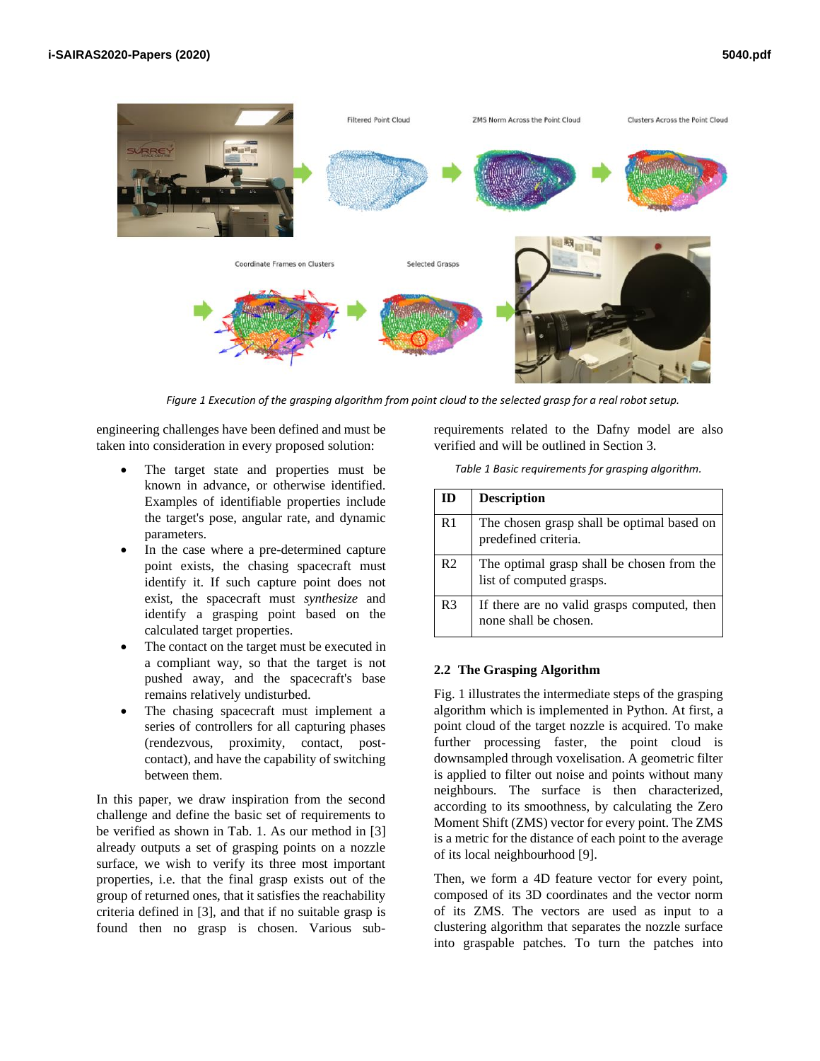Figure 1 Execution of the grasping algorithm from point cloud to the selected grasp for a real robot setup.

engineering challenges have been defined and must be taken into consideration in every proposed solution:

- The target state and properties must be known in advance, or otherwise identified. Examples of identifiable properties include the target's pose, angular rate, and dynamic parameters.
- In the case where a pre-determined capture point exists, the chasing spacecraft must identify it. If such capture point does not exist, the spacecraft must *synthesize* and identify a grasping point based on the calculated target properties.
- The contact on the target must be executed in a compliant way, so that the target is not pushed away, and the spacecraft's base remains relatively undisturbed.
- The chasing spacecraft must implement a series of controllers for all capturing phases (rendezvous, proximity, contact, post-contact), and have the capability of switching between them.

In this paper, we draw inspiration from the second challenge and define the basic set of requirements to be verified as shown in Tab. 1. As our method in [3] already outputs a set of grasping points on a nozzle surface, we wish to verify its three most important properties, i.e. that the final grasp exists out of the group of returned ones, that it satisfies the reachability criteria defined in [3], and that if no suitable grasp is found then no grasp is chosen. Various sub-requirements related to the Dafny model are also verified and will be outlined in Section 3.

*Table 1 Basic requirements for grasping algorithm.*

| ID | Description |
|---|---|
| R1 | The chosen grasp shall be optimal based on predefined criteria. |
| R2 | The optimal grasp shall be chosen from the list of computed grasps. |
| R3 | If there are no valid grasps computed, then none shall be chosen. |

### 2.2 The Grasping Algorithm

Fig. 1 illustrates the intermediate steps of the grasping algorithm which is implemented in Python. At first, a point cloud of the target nozzle is acquired. To make further processing faster, the point cloud is downsampled through voxelisation. A geometric filter is applied to filter out noise and points without many neighbours. The surface is then characterized, according to its smoothness, by calculating the Zero Moment Shift (ZMS) vector for every point. The ZMS is a metric for the distance of each point to the average of its local neighbourhood [9].

Then, we form a 4D feature vector for every point, composed of its 3D coordinates and the vector norm of its ZMS. The vectors are used as input to a clustering algorithm that separates the nozzle surface into graspable patches. To turn the patches into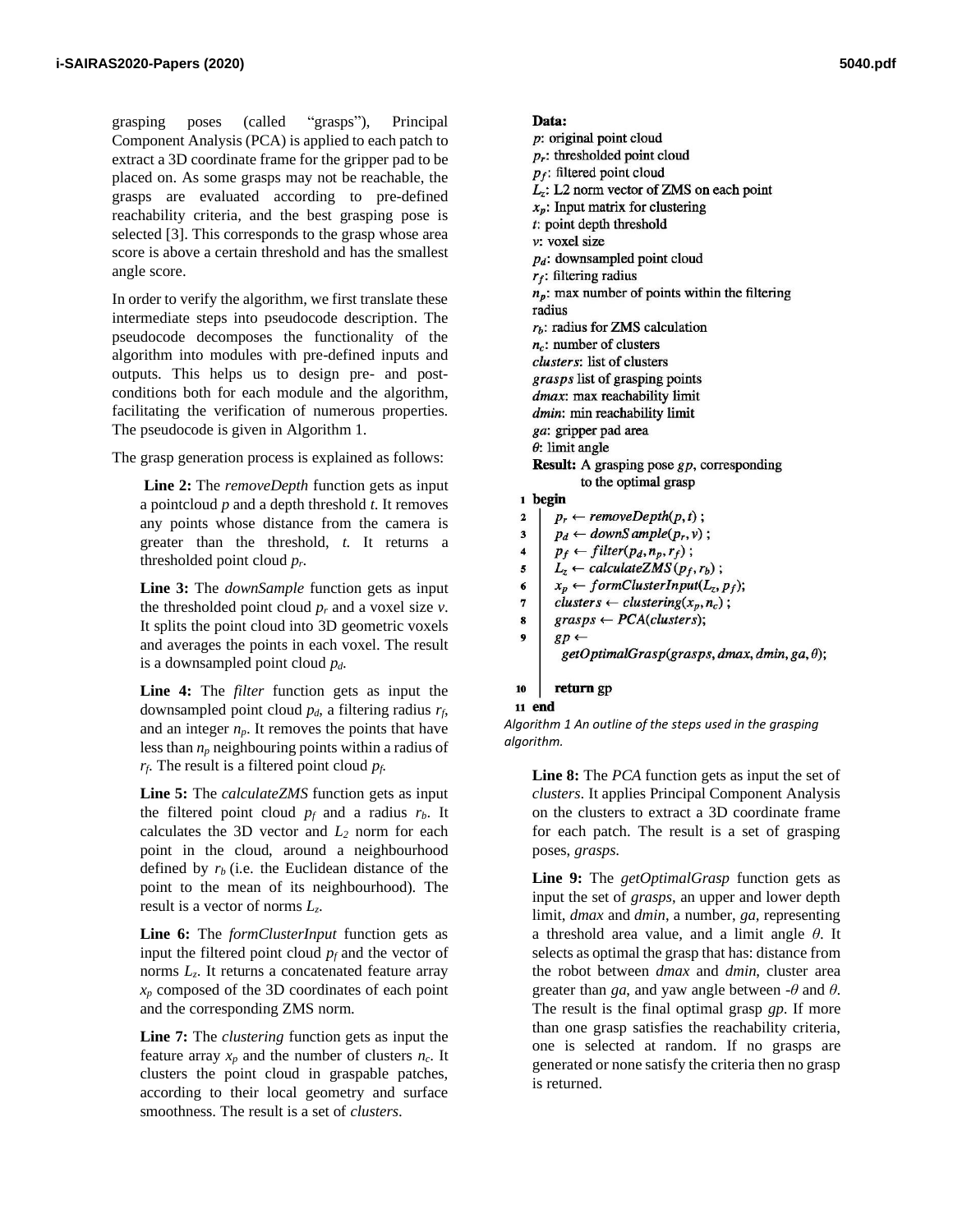grasping poses (called "grasps"), Principal Component Analysis (PCA) is applied to each patch to extract a 3D coordinate frame for the gripper pad to be placed on. As some grasps may not be reachable, the grasps are evaluated according to pre-defined reachability criteria, and the best grasping pose is selected [3]. This corresponds to the grasp whose area score is above a certain threshold and has the smallest angle score.

In order to verify the algorithm, we first translate these intermediate steps into pseudocode description. The pseudocode decomposes the functionality of the algorithm into modules with pre-defined inputs and outputs. This helps us to design pre- and post-conditions both for each module and the algorithm, facilitating the verification of numerous properties. The pseudocode is given in Algorithm 1.

The grasp generation process is explained as follows:

**Line 2:** The *removeDepth* function gets as input a pointcloud $p$ and a depth threshold $t$. It removes any points whose distance from the camera is greater than the threshold, $t$. It returns a thresholded point cloud $p_r$.

**Line 3:** The *downSample* function gets as input the thresholded point cloud $p_r$ and a voxel size $v$. It splits the point cloud into 3D geometric voxels and averages the points in each voxel. The result is a downsampled point cloud $p_d$.

**Line 4:** The *filter* function gets as input the downsampled point cloud $p_d$, a filtering radius $r_f$, and an integer $n_p$. It removes the points that have less than $n_p$ neighbouring points within a radius of $r_f$. The result is a filtered point cloud $p_f$.

**Line 5:** The *calculateZMS* function gets as input the filtered point cloud $p_f$ and a radius $r_b$. It calculates the 3D vector and $L_2$ norm for each point in the cloud, around a neighbourhood defined by $r_b$ (i.e. the Euclidean distance of the point to the mean of its neighbourhood). The result is a vector of norms $L_z$.

**Line 6:** The *formClusterInput* function gets as input the filtered point cloud $p_f$ and the vector of norms $L_z$. It returns a concatenated feature array $x_p$ composed of the 3D coordinates of each point and the corresponding ZMS norm.

**Line 7:** The *clustering* function gets as input the feature array $x_p$ and the number of clusters $n_c$. It clusters the point cloud in graspable patches, according to their local geometry and surface smoothness. The result is a set of *clusters*.

```
Data:
p: original point cloud
p_r: thresholded point cloud
p_f: filtered point cloud
L_z: L2 norm vector of ZMS on each point
x_p: Input matrix for clustering
t: point depth threshold
v: voxel size
p_d: downsampled point cloud
r_f: filtering radius
n_p: max number of points within the filtering radius
r_b: radius for ZMS calculation
n_c: number of clusters
clusters: list of clusters
grasps list of grasping points
dmax: max reachability limit
dmin: min reachability limit
ga: gripper pad area
θ: limit angle
Result: A grasping pose gp, corresponding to the optimal grasp
1  begin
2      p_r ← removeDepth(p, t) ;
3      p_d ← downSample(p_r, v) ;
4      p_f ← filter(p_d, n_p, r_f) ;
5      L_z ← calculateZMS(p_f, r_b) ;
6      x_p ← formClusterInput(L_z, p_f);
7      clusters ← clustering(x_p, n_c) ;
8      grasps ← PCA(clusters);
9      gp ←
         getOptimalGrasp(grasps, dmax, dmin, ga, θ);
10     return gp
11 end
```

*Algorithm 1 An outline of the steps used in the grasping algorithm.*

**Line 8:** The *PCA* function gets as input the set of *clusters*. It applies Principal Component Analysis on the clusters to extract a 3D coordinate frame for each patch. The result is a set of grasping poses, *grasps*.

**Line 9:** The *getOptimalGrasp* function gets as input the set of *grasps*, an upper and lower depth limit, *dmax* and *dmin*, a number, *ga*, representing a threshold area value, and a limit angle $\theta$. It selects as optimal the grasp that has: distance from the robot between *dmax* and *dmin*, cluster area greater than *ga*, and yaw angle between $-\theta$ and $\theta$. The result is the final optimal grasp *gp*. If more than one grasp satisfies the reachability criteria, one is selected at random. If no grasps are generated or none satisfy the criteria then no grasp is returned.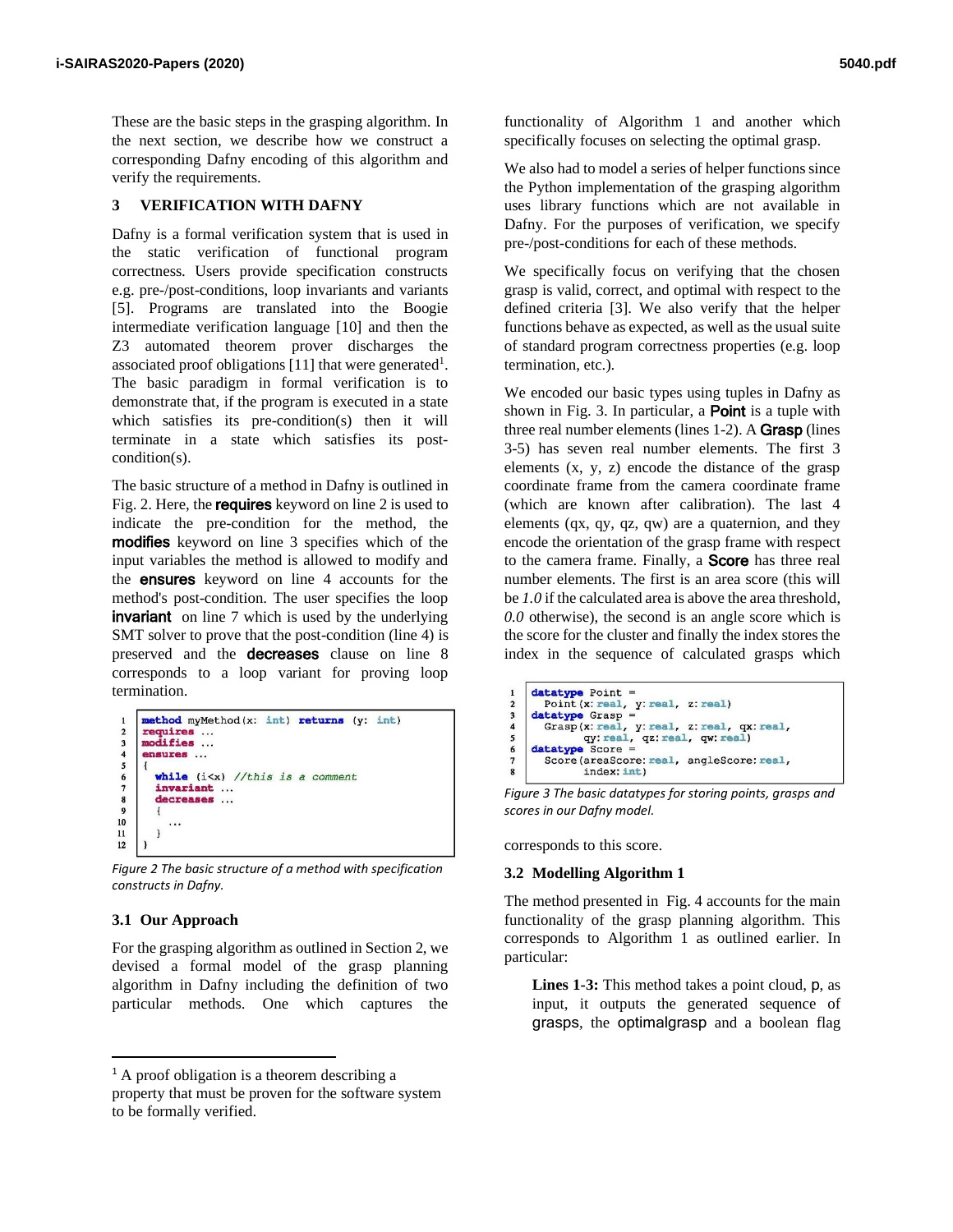These are the basic steps in the grasping algorithm. In the next section, we describe how we construct a corresponding Dafny encoding of this algorithm and verify the requirements.

## 3 VERIFICATION WITH DAFNY

Dafny is a formal verification system that is used in the static verification of functional program correctness. Users provide specification constructs e.g. pre-/post-conditions, loop invariants and variants [5]. Programs are translated into the Boogie intermediate verification language [10] and then the Z3 automated theorem prover discharges the associated proof obligations [11] that were generated[1]. The basic paradigm in formal verification is to demonstrate that, if the program is executed in a state which satisfies its pre-condition(s) then it will terminate in a state which satisfies its post-condition(s).

The basic structure of a method in Dafny is outlined in Fig. 2. Here, the **requires** keyword on line 2 is used to indicate the pre-condition for the method, the **modifies** keyword on line 3 specifies which of the input variables the method is allowed to modify and the **ensures** keyword on line 4 accounts for the method's post-condition. The user specifies the loop **invariant** on line 7 which is used by the underlying SMT solver to prove that the post-condition (line 4) is preserved and the **decreases** clause on line 8 corresponds to a loop variant for proving loop termination.

```
1  method myMethod(x: int) returns (y: int)
2  requires ...
3  modifies ...
4  ensures ...
5  {
6    while (i<x) //this is a comment
7    invariant ...
8    decreases ...
9    {
10     ...
11   }
12 }
```

*Figure 2 The basic structure of a method with specification constructs in Dafny.*

### 3.1 Our Approach

For the grasping algorithm as outlined in Section 2, we devised a formal model of the grasp planning algorithm in Dafny including the definition of two particular methods. One which captures the functionality of Algorithm 1 and another which specifically focuses on selecting the optimal grasp.

We also had to model a series of helper functions since the Python implementation of the grasping algorithm uses library functions which are not available in Dafny. For the purposes of verification, we specify pre-/post-conditions for each of these methods.

We specifically focus on verifying that the chosen grasp is valid, correct, and optimal with respect to the defined criteria [3]. We also verify that the helper functions behave as expected, as well as the usual suite of standard program correctness properties (e.g. loop termination, etc.).

We encoded our basic types using tuples in Dafny as shown in Fig. 3. In particular, a **Point** is a tuple with three real number elements (lines 1-2). A **Grasp** (lines 3-5) has seven real number elements. The first 3 elements (x, y, z) encode the distance of the grasp coordinate frame from the camera coordinate frame (which are known after calibration). The last 4 elements (qx, qy, qz, qw) are a quaternion, and they encode the orientation of the grasp frame with respect to the camera frame. Finally, a **Score** has three real number elements. The first is an area score (this will be *1.0* if the calculated area is above the area threshold, *0.0* otherwise), the second is an angle score which is the score for the cluster and finally the index stores the index in the sequence of calculated grasps which corresponds to this score.

```
1  datatype Point =
2    Point(x: real, y: real, z: real)
3  datatype Grasp =
4    Grasp(x: real, y: real, z: real, qx: real,
5          qy: real, qz: real, qw: real)
6  datatype Score =
7    Score(areaScore: real, angleScore: real,
8          index: int)
```

*Figure 3 The basic datatypes for storing points, grasps and scores in our Dafny model.*

### 3.2 Modelling Algorithm 1

The method presented in Fig. 4 accounts for the main functionality of the grasp planning algorithm. This corresponds to Algorithm 1 as outlined earlier. In particular:

> **Lines 1-3:** This method takes a point cloud, p, as input, it outputs the generated sequence of grasps, the optimalgrasp and a boolean flag

[1] A proof obligation is a theorem describing a property that must be proven for the software system to be formally verified.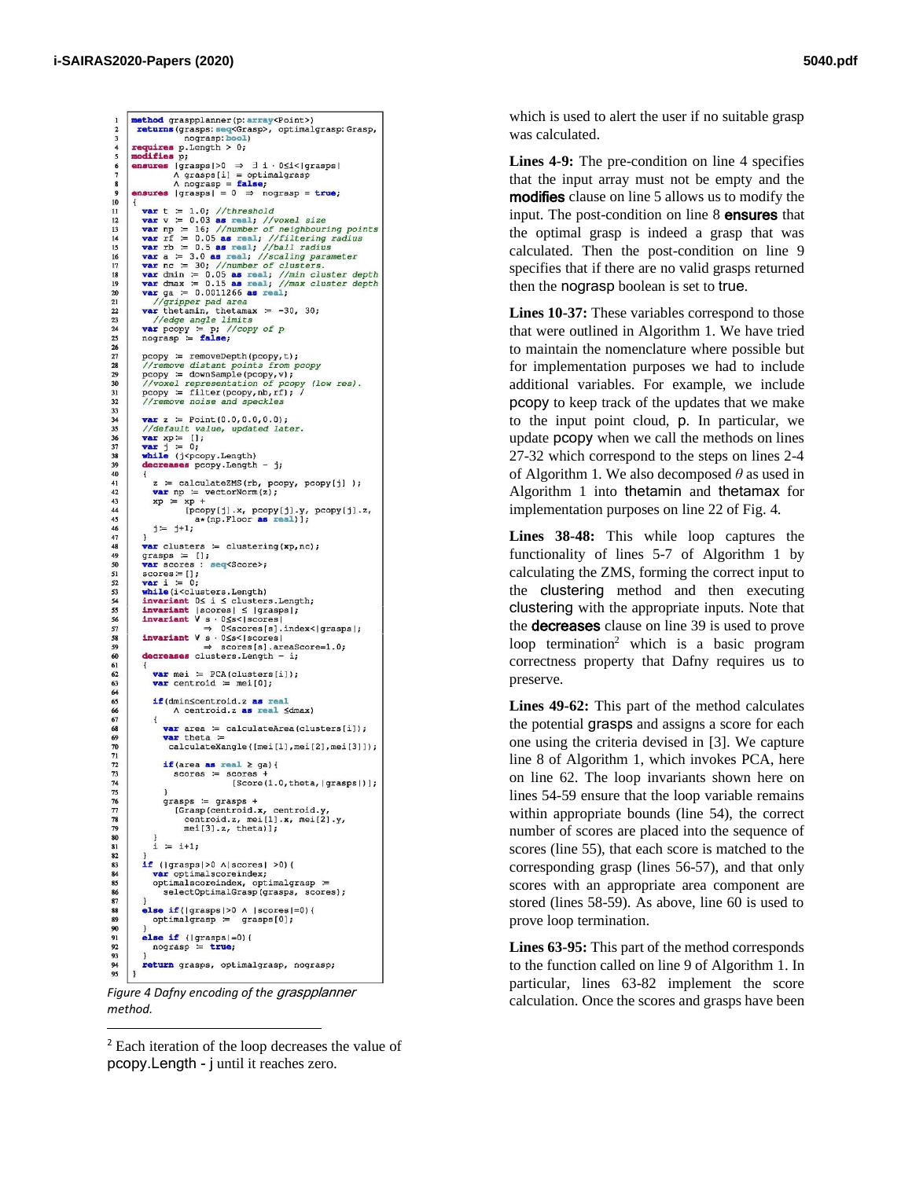```
1  method graspplanner(p:array<Point>)
2    returns(grasps:seq<Grasp>, optimalgrasp:Grasp,
3            nograsp:bool)
4  requires p.Length > 0;
5  modifies p;
6  ensures |grasps|>0  ⇒  ∃ i · 0≤i<|grasps|
7         ∧ grasps[i] = optimalgrasp
8         ∧ nograsp = false;
9  ensures |grasps| = 0  ⇒  nograsp = true;
10 {
11   var t  := 1.0; //threshold
12   var v  := 0.03 as real; //voxel size
13   var np := 16; //number of neighbouring points
14   var rf := 0.05 as real; //filtering radius
15   var rb := 0.5 as real; //ball radius
16   var a  := 3.0 as real; //scaling parameter
17   var nc := 30; //number of clusters.
18   var dmin := 0.05 as real; //min cluster depth
19   var dmax := 0.15 as real; //max cluster depth
20   var ga := 0.0011266 as real;
21     //gripper pad area
22   var thetamin, thetamax := -30, 30;
23     //edge angle limits
24   var pcopy := p; //copy of p
25   nograsp := false;
26
27   pcopy := removeDepth(pcopy,t);
28   //remove distant points from pcopy
29   pcopy := downSample(pcopy,v);
30   //voxel representation of pcopy (low res).
31   pcopy := filter(pcopy,nb,rf); /
32   //remove noise and speckles
33
34   var z := Point(0.0,0.0,0.0);
35   //default value, updated later.
36   var xp:= [];
37   var j := 0;
38   while (j<pcopy.Length)
39   decreases pcopy.Length - j;
40   {
41     z := calculateZMS(rb, pcopy, pcopy[j] );
42     var np := vectorNorm(z);
43     xp := xp +
44         [pcopy[j].x, pcopy[j].y, pcopy[j].z,
45          a*(np.Floor as real)];
46     j:= j+1;
47   }
48   var clusters := clustering(xp,nc);
49   grasps := [];
50   var scores : seq<Score>;
51   scores:= [];
52   var i := 0;
53   while(i<clusters.Length)
54   invariant 0≤ i ≤ clusters.Length;
55   invariant |scores| ≤ |grasps|;
56   invariant ∀ s · 0≤s<|scores|
57          ⇒ 0≤scores[s].index<|grasps|;
58   invariant ∀ s · 0≤s<|scores|
59          ⇒ scores[s].areaScore=1.0;
60   decreases clusters.Length - i;
61   {
62     var mei := PCA(clusters[i]);
63     var centroid := mei[0];
64
65     if(dmin≤centroid.z as real
66         ∧ centroid.z as real ≤dmax)
67     {
68       var area := calculateArea(clusters[i]);
69       var theta :=
70        calculateXangle([mei[1],mei[2],mei[3]]);
71
72       if(area as real ≥ ga){
73         scores := scores +
74                [Score(1.0,theta,|grasps|)];
75       }
76       grasps := grasps +
77        [Grasp(centroid.x, centroid.y,
78          centroid.z, mei[1].x, mei[2].y,
79          mei[3].z, theta)];
80     }
81     i := i+1;
82   }
83   if (|grasps|>0 ∧|scores| >0){
84     var optimalscoreindex;
85     optimalscoreindex, optimalgrasp :=
86       selectOptimalGrasp(grasps, scores);
87   }
88   else if(|grasps|>0 ∧ |scores|=0){
89     optimalgrasp := grasps[0];
90   }
91   else if (|grasps|=0){
92     nograsp := true;
93   }
94   return grasps, optimalgrasp, nograsp;
95 }
```

*Figure 4 Dafny encoding of the graspplanner method.*

which is used to alert the user if no suitable grasp was calculated.

**Lines 4-9:** The pre-condition on line 4 specifies that the input array must not be empty and the **modifies** clause on line 5 allows us to modify the input. The post-condition on line 8 **ensures** that the optimal grasp is indeed a grasp that was calculated. Then the post-condition on line 9 specifies that if there are no valid grasps returned then the nograsp boolean is set to true.

**Lines 10-37:** These variables correspond to those that were outlined in Algorithm 1. We have tried to maintain the nomenclature where possible but for implementation purposes we had to include additional variables. For example, we include pcopy to keep track of the updates that we make to the input point cloud, p. In particular, we update pcopy when we call the methods on lines 27-32 which correspond to the steps on lines 2-4 of Algorithm 1. We also decomposed $\theta$ as used in Algorithm 1 into thetamin and thetamax for implementation purposes on line 22 of Fig. 4.

**Lines 38-48:** This while loop captures the functionality of lines 5-7 of Algorithm 1 by calculating the ZMS, forming the correct input to the clustering method and then executing clustering with the appropriate inputs. Note that the **decreases** clause on line 39 is used to prove loop termination[2] which is a basic program correctness property that Dafny requires us to preserve.

**Lines 49-62:** This part of the method calculates the potential grasps and assigns a score for each one using the criteria devised in [3]. We capture line 8 of Algorithm 1, which invokes PCA, here on line 62. The loop invariants shown here on lines 54-59 ensure that the loop variable remains within appropriate bounds (line 54), the correct number of scores are placed into the sequence of scores (line 55), that each score is matched to the corresponding grasp (lines 56-57), and that only scores with an appropriate area component are stored (lines 58-59). As above, line 60 is used to prove loop termination.

**Lines 63-95:** This part of the method corresponds to the function called on line 9 of Algorithm 1. In particular, lines 63-82 implement the score calculation. Once the scores and grasps have been

---

[2] Each iteration of the loop decreases the value of pcopy.Length - j until it reaches zero.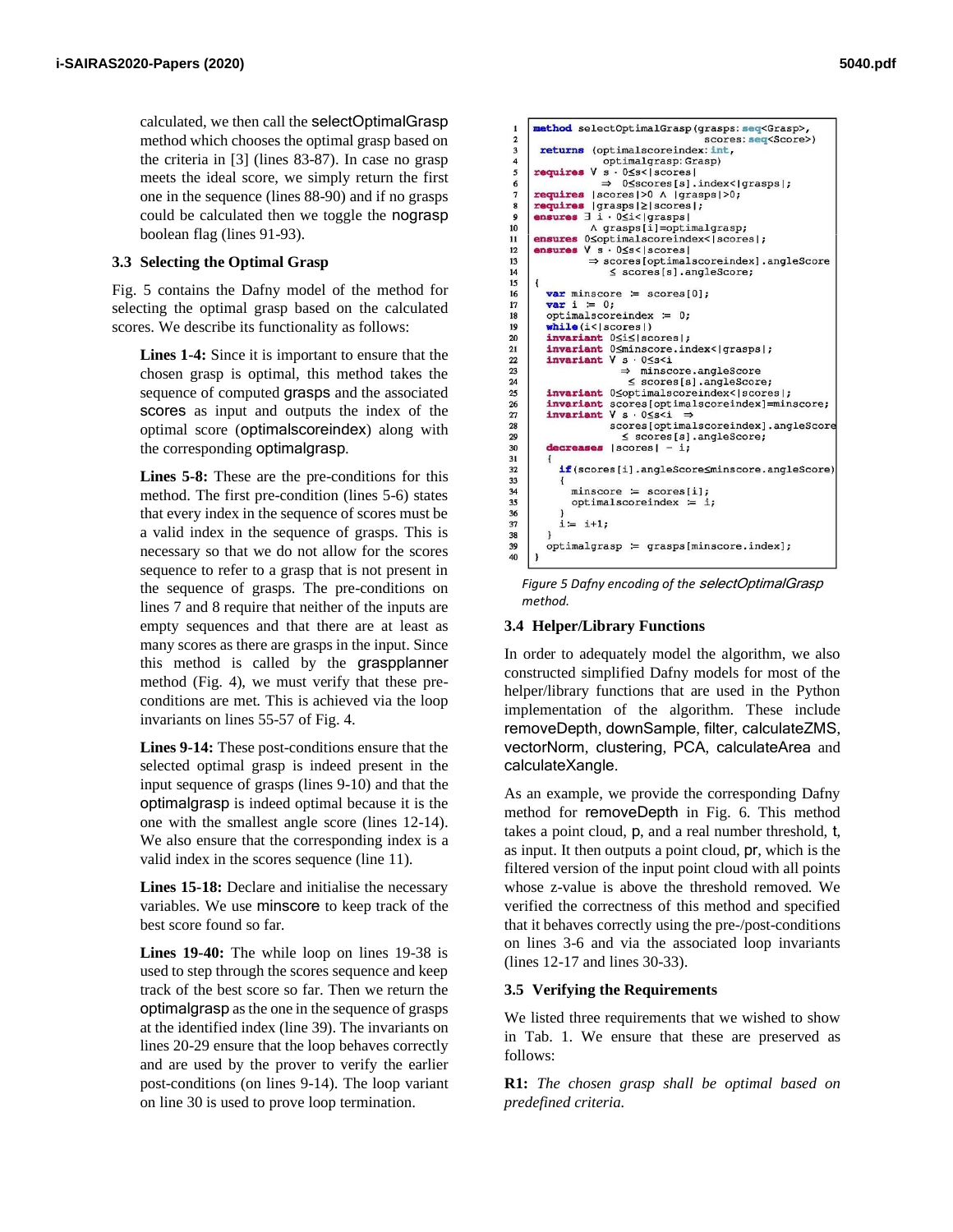calculated, we then call the selectOptimalGrasp method which chooses the optimal grasp based on the criteria in [3] (lines 83-87). In case no grasp meets the ideal score, we simply return the first one in the sequence (lines 88-90) and if no grasps could be calculated then we toggle the nograsp boolean flag (lines 91-93).

### 3.3 Selecting the Optimal Grasp

Fig. 5 contains the Dafny model of the method for selecting the optimal grasp based on the calculated scores. We describe its functionality as follows:

**Lines 1-4:** Since it is important to ensure that the chosen grasp is optimal, this method takes the sequence of computed grasps and the associated scores as input and outputs the index of the optimal score (optimalscoreindex) along with the corresponding optimalgrasp.

**Lines 5-8:** These are the pre-conditions for this method. The first pre-condition (lines 5-6) states that every index in the sequence of scores must be a valid index in the sequence of grasps. This is necessary so that we do not allow for the scores sequence to refer to a grasp that is not present in the sequence of grasps. The pre-conditions on lines 7 and 8 require that neither of the inputs are empty sequences and that there are at least as many scores as there are grasps in the input. Since this method is called by the graspplanner method (Fig. 4), we must verify that these pre-conditions are met. This is achieved via the loop invariants on lines 55-57 of Fig. 4.

**Lines 9-14:** These post-conditions ensure that the selected optimal grasp is indeed present in the input sequence of grasps (lines 9-10) and that the optimalgrasp is indeed optimal because it is the one with the smallest angle score (lines 12-14). We also ensure that the corresponding index is a valid index in the scores sequence (line 11).

**Lines 15-18:** Declare and initialise the necessary variables. We use minscore to keep track of the best score found so far.

**Lines 19-40:** The while loop on lines 19-38 is used to step through the scores sequence and keep track of the best score so far. Then we return the optimalgrasp as the one in the sequence of grasps at the identified index (line 39). The invariants on lines 20-29 ensure that the loop behaves correctly and are used by the prover to verify the earlier post-conditions (on lines 9-14). The loop variant on line 30 is used to prove loop termination.

```
1  method selectOptimalGrasp(grasps: seq<Grasp>,
2                            scores: seq<Score>)
3   returns (optimalscoreindex: int,
4            optimalgrasp: Grasp)
5  requires ∀ s · 0≤s<|scores|
6          ⇒ 0≤scores[s].index<|grasps|;
7  requires |scores|>0 ∧ |grasps|>0;
8  requires |grasps|≥|scores|;
9  ensures ∃ i · 0≤i<|grasps|
10         ∧ grasps[i]=optimalgrasp;
11 ensures 0≤optimalscoreindex<|scores|;
12 ensures ∀ s · 0≤s<|scores|
13         ⇒ scores[optimalscoreindex].angleScore
14           ≤ scores[s].angleScore;
15 {
16   var minscore := scores[0];
17   var i := 0;
18   optimalscoreindex := 0;
19   while(i<|scores|)
20   invariant 0≤i≤|scores|;
21   invariant 0≤minscore.index<|grasps|;
22   invariant ∀ s · 0≤s<i
23             ⇒ minscore.angleScore
24               ≤ scores[s].angleScore;
25   invariant 0≤optimalscoreindex<|scores|;
26   invariant scores[optimalscoreindex]=minscore;
27   invariant ∀ s · 0≤s<i ⇒
28             scores[optimalscoreindex].angleScore
29               ≤ scores[s].angleScore;
30   decreases |scores| - i;
31   {
32     if(scores[i].angleScore≤minscore.angleScore)
33     {
34       minscore := scores[i];
35       optimalscoreindex := i;
36     }
37     i:= i+1;
38   }
39   optimalgrasp := grasps[minscore.index];
40 }
```

*Figure 5 Dafny encoding of the selectOptimalGrasp method.*

### 3.4 Helper/Library Functions

In order to adequately model the algorithm, we also constructed simplified Dafny models for most of the helper/library functions that are used in the Python implementation of the algorithm. These include removeDepth, downSample, filter, calculateZMS, vectorNorm, clustering, PCA, calculateArea and calculateXangle.

As an example, we provide the corresponding Dafny method for removeDepth in Fig. 6. This method takes a point cloud, p, and a real number threshold, t, as input. It then outputs a point cloud, pr, which is the filtered version of the input point cloud with all points whose z-value is above the threshold removed. We verified the correctness of this method and specified that it behaves correctly using the pre-/post-conditions on lines 3-6 and via the associated loop invariants (lines 12-17 and lines 30-33).

### 3.5 Verifying the Requirements

We listed three requirements that we wished to show in Tab. 1. We ensure that these are preserved as follows:

**R1:** *The chosen grasp shall be optimal based on predefined criteria.*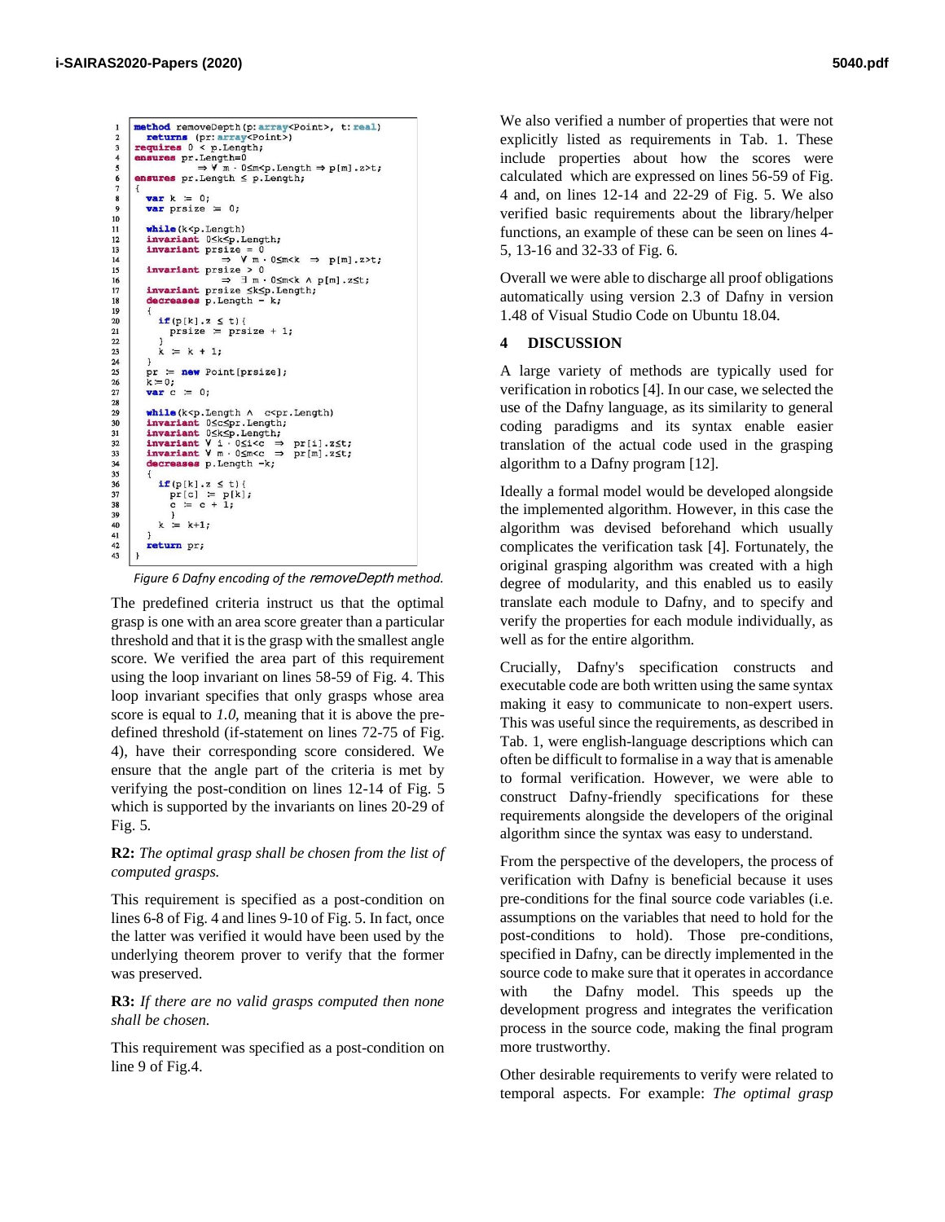```
1   method removeDepth(p: array<Point>, t: real)
2     returns (pr: array<Point>)
3   requires 0 < p.Length;
4   ensures pr.Length=0
5             ⇒ ∀ m · 0≤m<p.Length ⇒ p[m].z>t;
6   ensures pr.Length ≤ p.Length;
7   {
8     var k := 0;
9     var prsize := 0;
10
11    while(k<p.Length)
12    invariant 0≤k≤p.Length;
13    invariant prsize = 0
14              ⇒ ∀ m · 0≤m<k ⇒ p[m].z>t;
15    invariant prsize > 0
16              ⇒ ∃ m · 0≤m<k ∧ p[m].z≤t;
17    invariant prsize ≤k≤p.Length;
18    decreases p.Length - k;
19    {
20      if(p[k].z ≤ t){
21        prsize := prsize + 1;
22      }
23      k := k + 1;
24    }
25    pr := new Point[prsize];
26    k:=0;
27    var c := 0;
28
29    while(k<p.Length ∧ c<pr.Length)
30    invariant 0≤c≤pr.Length;
31    invariant 0≤k≤p.Length;
32    invariant ∀ i · 0≤i<c ⇒ pr[i].z≤t;
33    invariant ∀ m · 0≤m<c ⇒ pr[m].z≤t;
34    decreases p.Length -k;
35    {
36      if(p[k].z ≤ t){
37        pr[c] := p[k];
38        c := c + 1;
39      }
40      k := k+1;
41    }
42    return pr;
43  }
```

*Figure 6 Dafny encoding of the removeDepth method.*

The predefined criteria instruct us that the optimal grasp is one with an area score greater than a particular threshold and that it is the grasp with the smallest angle score. We verified the area part of this requirement using the loop invariant on lines 58-59 of Fig. 4. This loop invariant specifies that only grasps whose area score is equal to *1.0*, meaning that it is above the pre-defined threshold (if-statement on lines 72-75 of Fig. 4), have their corresponding score considered. We ensure that the angle part of the criteria is met by verifying the post-condition on lines 12-14 of Fig. 5 which is supported by the invariants on lines 20-29 of Fig. 5.

**R2:** *The optimal grasp shall be chosen from the list of computed grasps.*

This requirement is specified as a post-condition on lines 6-8 of Fig. 4 and lines 9-10 of Fig. 5. In fact, once the latter was verified it would have been used by the underlying theorem prover to verify that the former was preserved.

**R3:** *If there are no valid grasps computed then none shall be chosen.*

This requirement was specified as a post-condition on line 9 of Fig.4.

We also verified a number of properties that were not explicitly listed as requirements in Tab. 1. These include properties about how the scores were calculated which are expressed on lines 56-59 of Fig. 4 and, on lines 12-14 and 22-29 of Fig. 5. We also verified basic requirements about the library/helper functions, an example of these can be seen on lines 4-5, 13-16 and 32-33 of Fig. 6.

Overall we were able to discharge all proof obligations automatically using version 2.3 of Dafny in version 1.48 of Visual Studio Code on Ubuntu 18.04.

## 4 DISCUSSION

A large variety of methods are typically used for verification in robotics [4]. In our case, we selected the use of the Dafny language, as its similarity to general coding paradigms and its syntax enable easier translation of the actual code used in the grasping algorithm to a Dafny program [12].

Ideally a formal model would be developed alongside the implemented algorithm. However, in this case the algorithm was devised beforehand which usually complicates the verification task [4]. Fortunately, the original grasping algorithm was created with a high degree of modularity, and this enabled us to easily translate each module to Dafny, and to specify and verify the properties for each module individually, as well as for the entire algorithm.

Crucially, Dafny's specification constructs and executable code are both written using the same syntax making it easy to communicate to non-expert users. This was useful since the requirements, as described in Tab. 1, were english-language descriptions which can often be difficult to formalise in a way that is amenable to formal verification. However, we were able to construct Dafny-friendly specifications for these requirements alongside the developers of the original algorithm since the syntax was easy to understand.

From the perspective of the developers, the process of verification with Dafny is beneficial because it uses pre-conditions for the final source code variables (i.e. assumptions on the variables that need to hold for the post-conditions to hold). Those pre-conditions, specified in Dafny, can be directly implemented in the source code to make sure that it operates in accordance with the Dafny model. This speeds up the development progress and integrates the verification process in the source code, making the final program more trustworthy.

Other desirable requirements to verify were related to temporal aspects. For example: *The optimal grasp*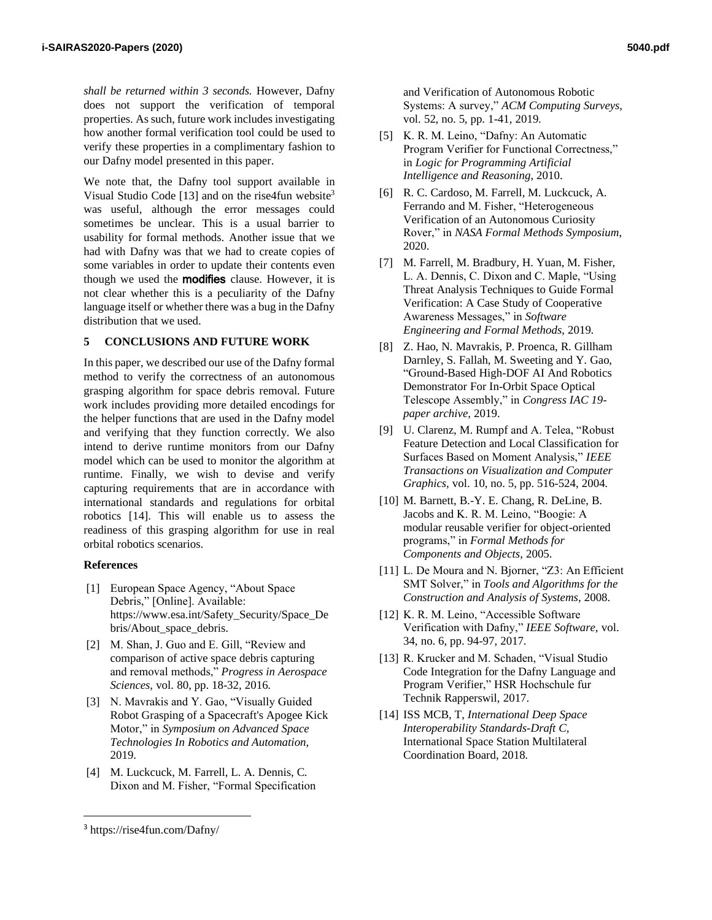*shall be returned within 3 seconds.* However, Dafny does not support the verification of temporal properties. As such, future work includes investigating how another formal verification tool could be used to verify these properties in a complimentary fashion to our Dafny model presented in this paper.

We note that, the Dafny tool support available in Visual Studio Code [13] and on the rise4fun website[3] was useful, although the error messages could sometimes be unclear. This is a usual barrier to usability for formal methods. Another issue that we had with Dafny was that we had to create copies of some variables in order to update their contents even though we used the **modifies** clause. However, it is not clear whether this is a peculiarity of the Dafny language itself or whether there was a bug in the Dafny distribution that we used.

## 5 CONCLUSIONS AND FUTURE WORK

In this paper, we described our use of the Dafny formal method to verify the correctness of an autonomous grasping algorithm for space debris removal. Future work includes providing more detailed encodings for the helper functions that are used in the Dafny model and verifying that they function correctly. We also intend to derive runtime monitors from our Dafny model which can be used to monitor the algorithm at runtime. Finally, we wish to devise and verify capturing requirements that are in accordance with international standards and regulations for orbital robotics [14]. This will enable us to assess the readiness of this grasping algorithm for use in real orbital robotics scenarios.

### References

[1] European Space Agency, "About Space Debris," [Online]. Available: https://www.esa.int/Safety_Security/Space_Debris/About_space_debris.

[2] M. Shan, J. Guo and E. Gill, "Review and comparison of active space debris capturing and removal methods," *Progress in Aerospace Sciences,* vol. 80, pp. 18-32, 2016.

[3] N. Mavrakis and Y. Gao, "Visually Guided Robot Grasping of a Spacecraft's Apogee Kick Motor," in *Symposium on Advanced Space Technologies In Robotics and Automation,* 2019.

[4] M. Luckcuck, M. Farrell, L. A. Dennis, C. Dixon and M. Fisher, "Formal Specification and Verification of Autonomous Robotic Systems: A survey," *ACM Computing Surveys,* vol. 52, no. 5, pp. 1-41, 2019.

[5] K. R. M. Leino, "Dafny: An Automatic Program Verifier for Functional Correctness," in *Logic for Programming Artificial Intelligence and Reasoning*, 2010.

[6] R. C. Cardoso, M. Farrell, M. Luckcuck, A. Ferrando and M. Fisher, "Heterogeneous Verification of an Autonomous Curiosity Rover," in *NASA Formal Methods Symposium,* 2020.

[7] M. Farrell, M. Bradbury, H. Yuan, M. Fisher, L. A. Dennis, C. Dixon and C. Maple, "Using Threat Analysis Techniques to Guide Formal Verification: A Case Study of Cooperative Awareness Messages," in *Software Engineering and Formal Methods,* 2019.

[8] Z. Hao, N. Mavrakis, P. Proenca, R. Gillham Darnley, S. Fallah, M. Sweeting and Y. Gao, "Ground-Based High-DOF AI And Robotics Demonstrator For In-Orbit Space Optical Telescope Assembly," in *Congress IAC 19-paper archive*, 2019.

[9] U. Clarenz, M. Rumpf and A. Telea, "Robust Feature Detection and Local Classification for Surfaces Based on Moment Analysis," *IEEE Transactions on Visualization and Computer Graphics,* vol. 10, no. 5, pp. 516-524, 2004.

[10] M. Barnett, B.-Y. E. Chang, R. DeLine, B. Jacobs and K. R. M. Leino, "Boogie: A modular reusable verifier for object-oriented programs," in *Formal Methods for Components and Objects*, 2005.

[11] L. De Moura and N. Bjorner, "Z3: An Efficient SMT Solver," in *Tools and Algorithms for the Construction and Analysis of Systems*, 2008.

[12] K. R. M. Leino, "Accessible Software Verification with Dafny," *IEEE Software,* vol. 34, no. 6, pp. 94-97, 2017.

[13] R. Krucker and M. Schaden, "Visual Studio Code Integration for the Dafny Language and Program Verifier," HSR Hochschule fur Technik Rapperswil, 2017.

[14] ISS MCB, T, *International Deep Space Interoperability Standards-Draft C,* International Space Station Multilateral Coordination Board, 2018.

[3] https://rise4fun.com/Dafny/